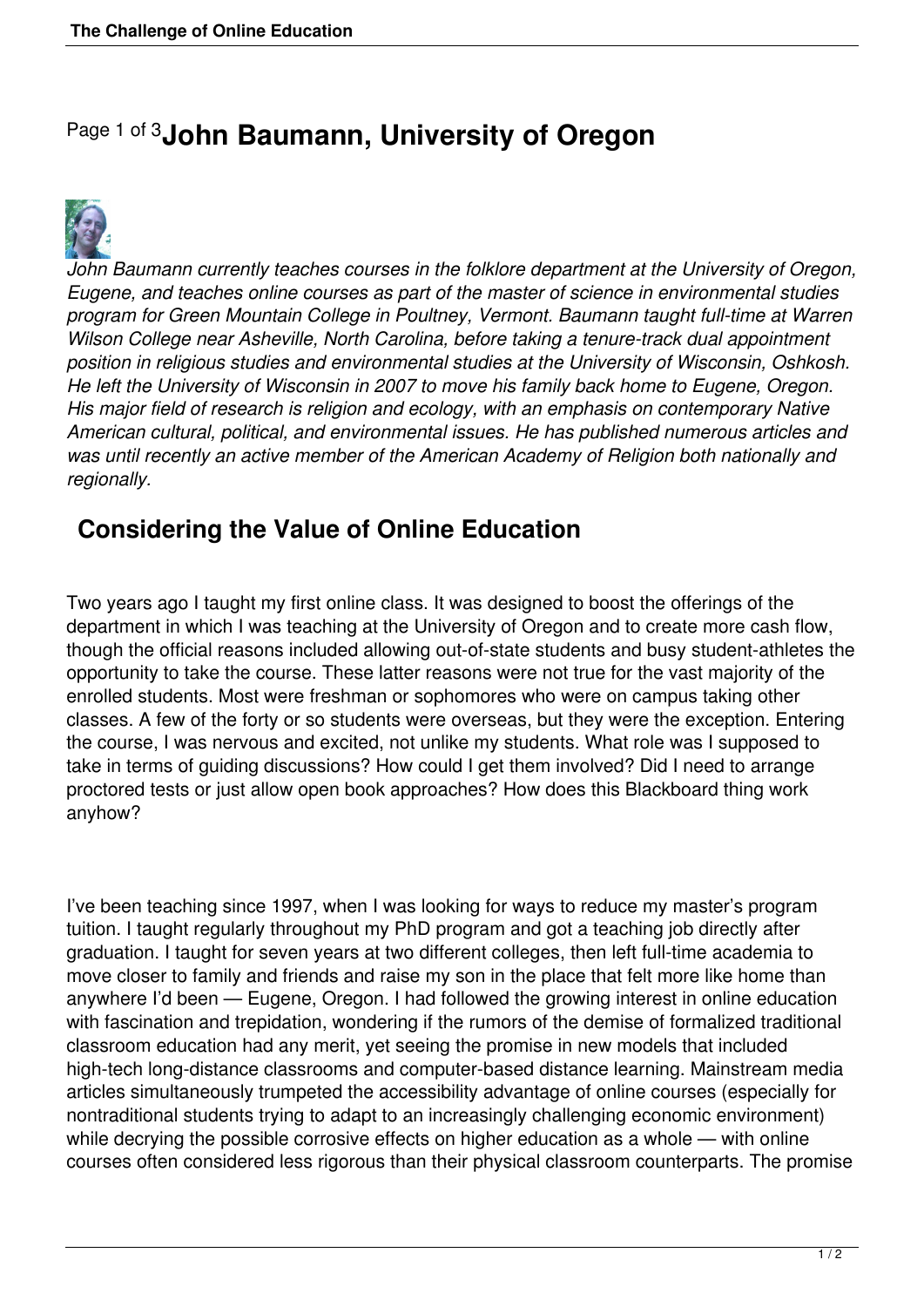# Page 1 of 3 John Baumann, University of Oregon

*John Baumann currently teaches courses in the folklore department at the University of Oregon, Eugene, and teaches online courses as part of the master of science in environmental studies program for Green Mountain College in Poultney, Vermont. Baumann taught full-time at Warren Wilson College near Asheville, North Carolina, before taking a tenure-track dual appointment position in religious studies and environmental studies at the University of Wisconsin, Oshkosh. He left the University of Wisconsin in 2007 to move his family back home to Eugene, Oregon. His major field of research is religion and ecology, with an emphasis on contemporary Native American cultural, political, and environmental issues. He has published numerous articles and was until recently an active member of the American Academy of Religion both nationally and regionally.*

## Considering the Value of Online Education

Two years ago I taught my first online class. It was designed to boost the offerings of the department in which I was teaching at the University of Oregon and to create more cash flow, though the official reasons included allowing out-of-state students and busy student-athletes the opportunity to take the course. These latter reasons were not true for the vast majority of the enrolled students. Most were freshman or sophomores who were on campus taking other classes. A few of the forty or so students were overseas, but they were the exception. Entering the course, I was nervous and excited, not unlike my students. What role was I supposed to take in terms of guiding discussions? How could I get them involved? Did I need to arrange proctored tests or just allow open book approaches? How does this Blackboard thing work anyhow?

I've been teaching since 1997, when I was looking for ways to reduce my master's program tuition. I taught regularly throughout my PhD program and got a teaching job directly after graduation. I taught for seven years at two different colleges, then left full-time academia to move closer to family and friends and raise my son in the place that felt more like home than anywhere I'd been — Eugene, Oregon. I had followed the growing interest in online education with fascination and trepidation, wondering if the rumors of the demise of formalized traditional classroom education had any merit, yet seeing the promise in new models that included high-tech long-distance classrooms and computer-based distance learning. Mainstream media articles simultaneously trumpeted the accessibility advantage of online courses (especially for nontraditional students trying to adapt to an increasingly challenging economic environment) while decrying the possible corrosive effects on higher education as a whole — with online courses often considered less rigorous than their physical classroom counterparts. The promise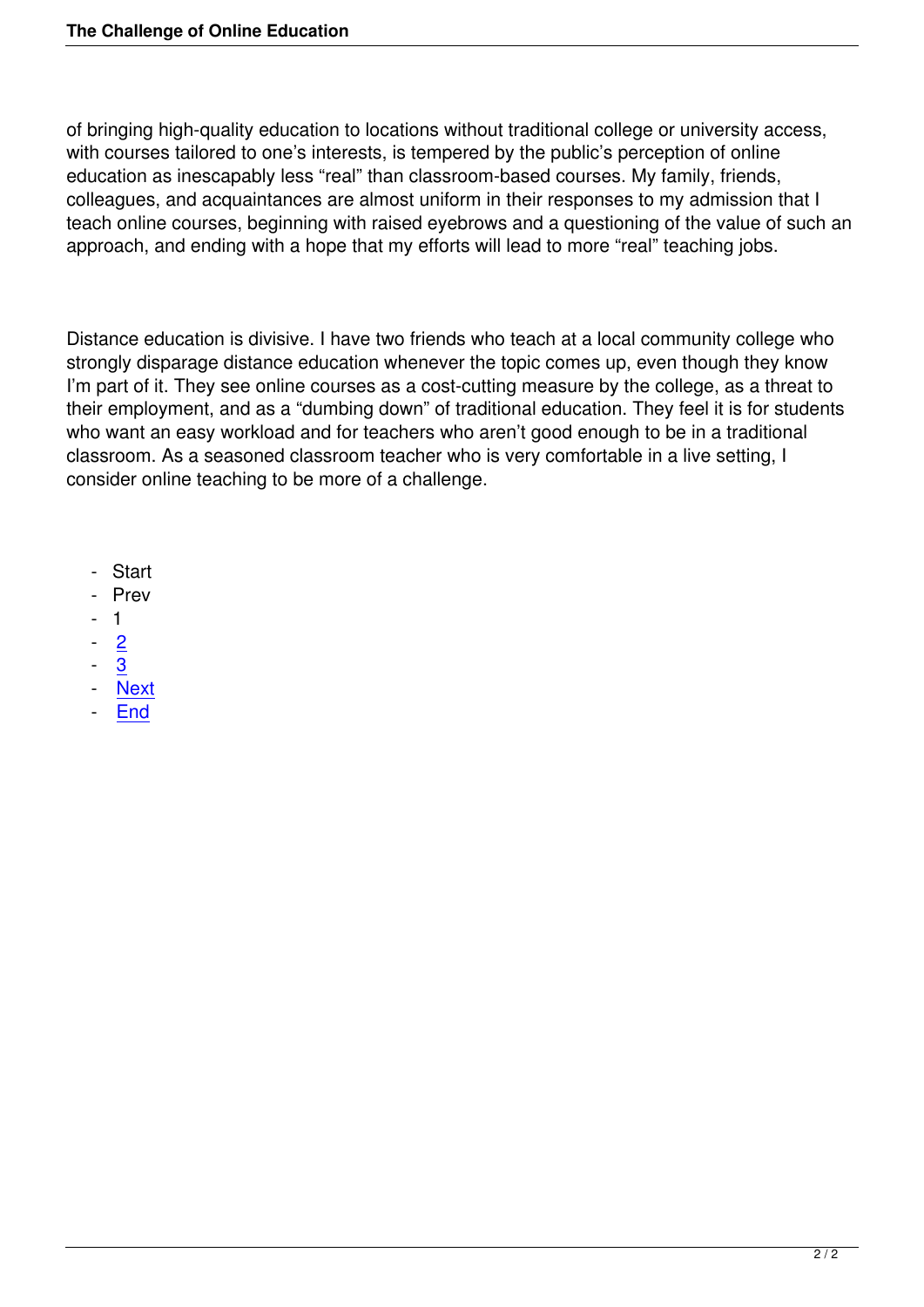of bringing high-quality education to locations without traditional college or university access, with courses tailored to one's interests, is tempered by the public's perception of online education as inescapably less "real" than classroom-based courses. My family, friends, colleagues, and acquaintances are almost uniform in their responses to my admission that I teach online courses, beginning with raised eyebrows and a questioning of the value of such an approach, and ending with a hope that my efforts will lead to more "real" teaching jobs.

Distance education is divisive. I have two friends who teach at a local community college who strongly disparage distance education whenever the topic comes up, even though they know I'm part of it. They see online courses as a cost-cutting measure by the college, as a threat to their employment, and as a "dumbing down" of traditional education. They feel it is for students who want an easy workload and for teachers who aren't good enough to be in a traditional classroom. As a seasoned classroom teacher who is very comfortable in a live setting, I consider online teaching to be more of a challenge.

- Start
- Prev
- 1
- 2
- 3
- Next
- End